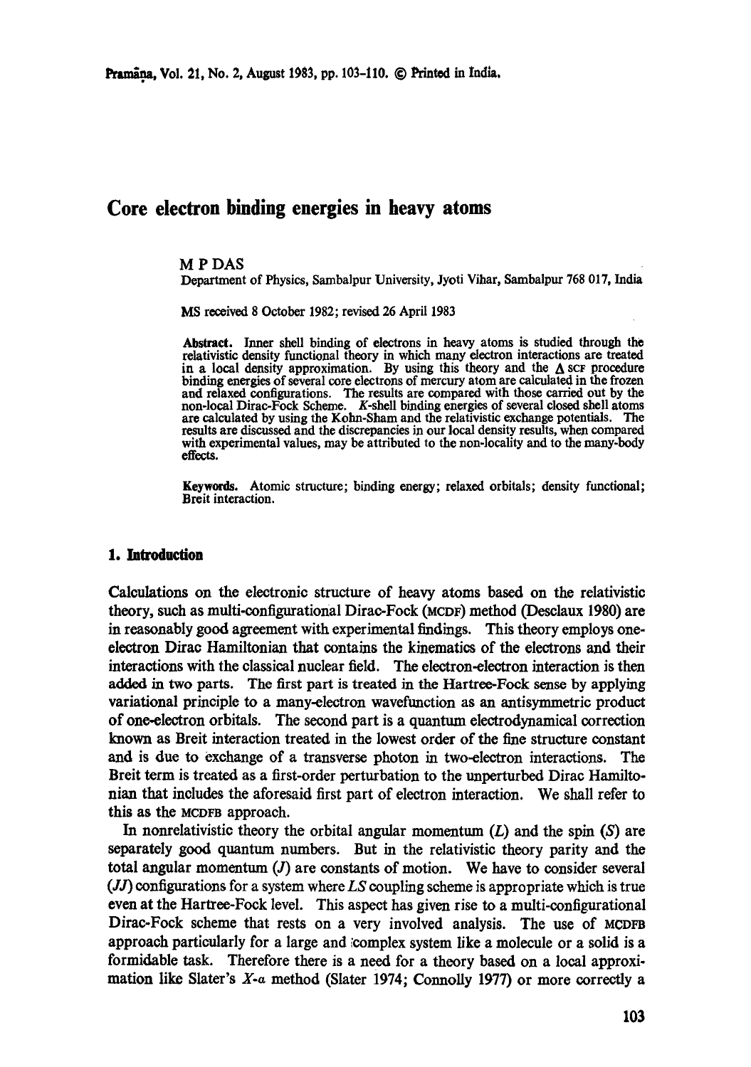# Core electron binding energies in heavy atoms

M P DAS

Department of Physics, Sambalpur University, Jyoti Vihar, Sambalpur 768 017, India

MS received 8 October 1982; revised 26 April 1983

**Abstract.** Inner shell binding of electrons in heavy atoms is studied through the relativistic density functional theory in which many electron interactions are treated in a local density approximation. By using this theory and the $\Delta$ SCF procedure binding energies of several core electrons of mercury atom are calculated in the frozen and relaxed configurations. The results are compared with those carried out by the non-local Dirac-Fock Scheme. *K*-shell binding energies of several closed shell atoms are calculated by using the Kohn-Sham and the relativistic exchange potentials. The results are discussed and the discrepancies in our local density results, when compared with experimental values, may be attributed to the non-locality and to the many-body effects.

**Keywords.** Atomic structure; binding energy; relaxed orbitals; density functional; Breit interaction.

## 1. Introduction

Calculations on the electronic structure of heavy atoms based on the relativistic theory, such as multi-configurational Dirac-Fock (MCDF) method (Desclaux 1980) are in reasonably good agreement with experimental findings. This theory employs one-electron Dirac Hamiltonian that contains the kinematics of the electrons and their interactions with the classical nuclear field. The electron-electron interaction is then added in two parts. The first part is treated in the Hartree-Fock sense by applying variational principle to a many-electron wavefunction as an antisymmetric product of one-electron orbitals. The second part is a quantum electrodynamical correction known as Breit interaction treated in the lowest order of the fine structure constant and is due to exchange of a transverse photon in two-electron interactions. The Breit term is treated as a first-order perturbation to the unperturbed Dirac Hamiltonian that includes the aforesaid first part of electron interaction. We shall refer to this as the MCDFB approach.

In nonrelativistic theory the orbital angular momentum ($L$) and the spin ($S$) are separately good quantum numbers. But in the relativistic theory parity and the total angular momentum ($J$) are constants of motion. We have to consider several ($JJ$) configurations for a system where $LS$ coupling scheme is appropriate which is true even at the Hartree-Fock level. This aspect has given rise to a multi-configurational Dirac-Fock scheme that rests on a very involved analysis. The use of MCDFB approach particularly for a large and complex system like a molecule or a solid is a formidable task. Therefore there is a need for a theory based on a local approximation like Slater's $X$-$\alpha$ method (Slater 1974; Connolly 1977) or more correctly a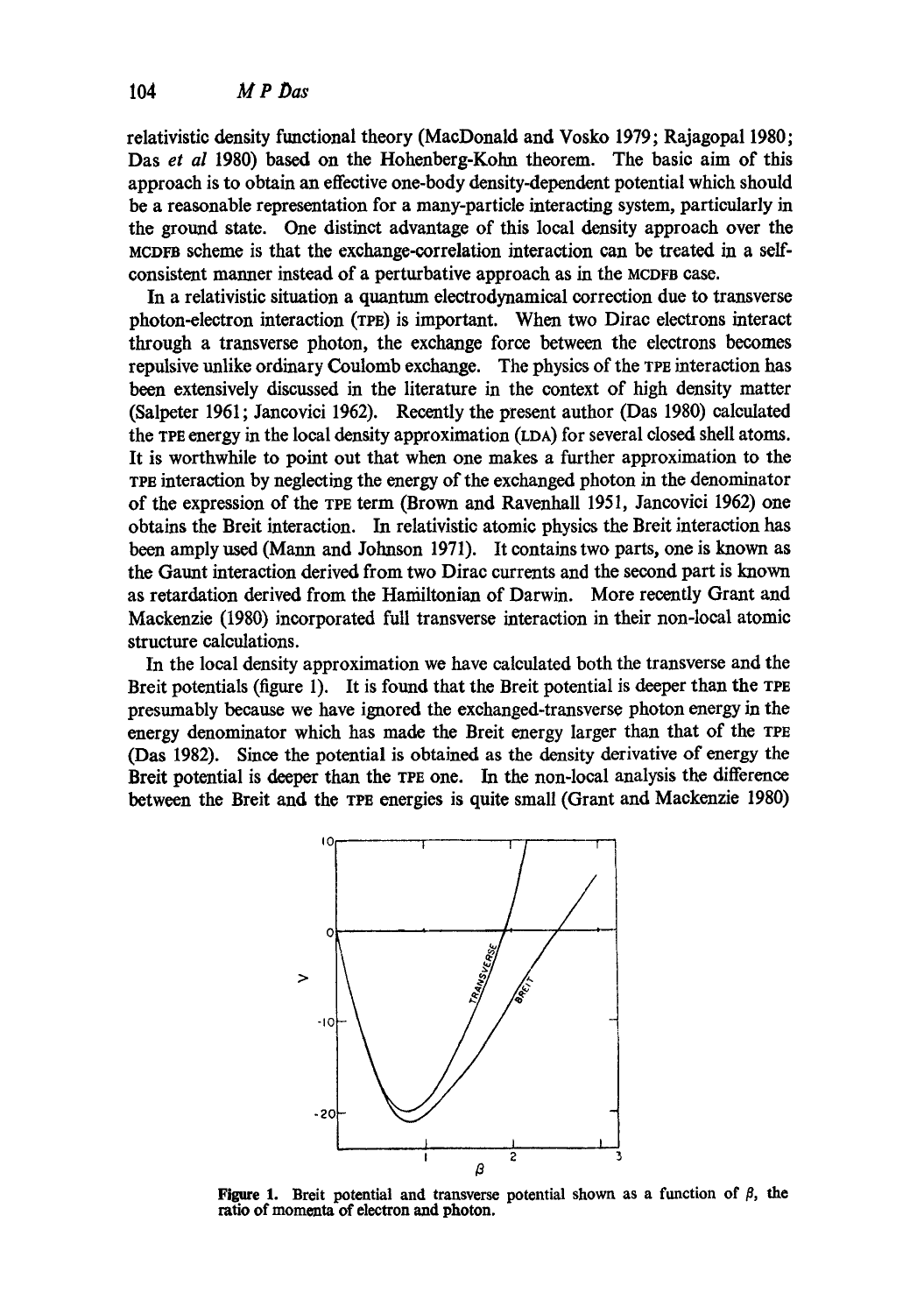relativistic density functional theory (MacDonald and Vosko 1979; Rajagopal 1980; Das *et al* 1980) based on the Hohenberg-Kohn theorem. The basic aim of this approach is to obtain an effective one-body density-dependent potential which should be a reasonable representation for a many-particle interacting system, particularly in the ground state. One distinct advantage of this local density approach over the MCDFB scheme is that the exchange-correlation interaction can be treated in a self-consistent manner instead of a perturbative approach as in the MCDFB case.

In a relativistic situation a quantum electrodynamical correction due to transverse photon-electron interaction (TPE) is important. When two Dirac electrons interact through a transverse photon, the exchange force between the electrons becomes repulsive unlike ordinary Coulomb exchange. The physics of the TPE interaction has been extensively discussed in the literature in the context of high density matter (Salpeter 1961; Jancovici 1962). Recently the present author (Das 1980) calculated the TPE energy in the local density approximation (LDA) for several closed shell atoms. It is worthwhile to point out that when one makes a further approximation to the TPE interaction by neglecting the energy of the exchanged photon in the denominator of the expression of the TPE term (Brown and Ravenhall 1951, Jancovici 1962) one obtains the Breit interaction. In relativistic atomic physics the Breit interaction has been amply used (Mann and Johnson 1971). It contains two parts, one is known as the Gaunt interaction derived from two Dirac currents and the second part is known as retardation derived from the Hamiltonian of Darwin. More recently Grant and Mackenzie (1980) incorporated full transverse interaction in their non-local atomic structure calculations.

In the local density approximation we have calculated both the transverse and the Breit potentials (figure 1). It is found that the Breit potential is deeper than the TPE presumably because we have ignored the exchanged-transverse photon energy in the energy denominator which has made the Breit energy larger than that of the TPE (Das 1982). Since the potential is obtained as the density derivative of energy the Breit potential is deeper than the TPE one. In the non-local analysis the difference between the Breit and the TPE energies is quite small (Grant and Mackenzie 1980)

**Figure 1.** Breit potential and transverse potential shown as a function of $\beta$, the ratio of momenta of electron and photon.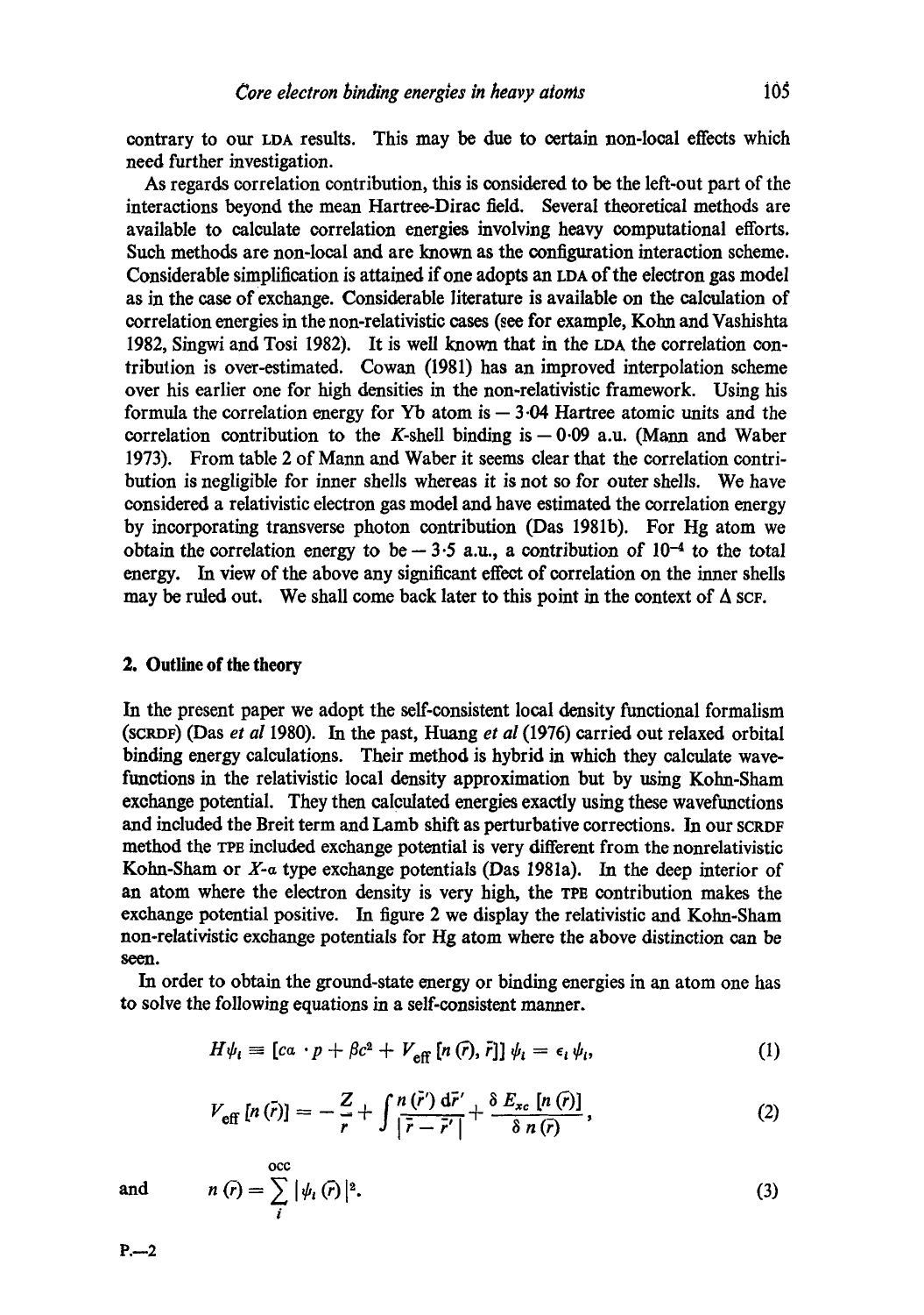contrary to our LDA results. This may be due to certain non-local effects which need further investigation.

As regards correlation contribution, this is considered to be the left-out part of the interactions beyond the mean Hartree-Dirac field. Several theoretical methods are available to calculate correlation energies involving heavy computational efforts. Such methods are non-local and are known as the configuration interaction scheme. Considerable simplification is attained if one adopts an LDA of the electron gas model as in the case of exchange. Considerable literature is available on the calculation of correlation energies in the non-relativistic cases (see for example, Kohn and Vashishta 1982, Singwi and Tosi 1982). It is well known that in the LDA the correlation contribution is over-estimated. Cowan (1981) has an improved interpolation scheme over his earlier one for high densities in the non-relativistic framework. Using his formula the correlation energy for Yb atom is $-3{\cdot}04$ Hartree atomic units and the correlation contribution to the $K$-shell binding is $-0{\cdot}09$ a.u. (Mann and Waber 1973). From table 2 of Mann and Waber it seems clear that the correlation contribution is negligible for inner shells whereas it is not so for outer shells. We have considered a relativistic electron gas model and have estimated the correlation energy by incorporating transverse photon contribution (Das 1981b). For Hg atom we obtain the correlation energy to be $-3{\cdot}5$ a.u., a contribution of $10^{-4}$ to the total energy. In view of the above any significant effect of correlation on the inner shells may be ruled out. We shall come back later to this point in the context of $\Delta$ SCF.

## 2. Outline of the theory

In the present paper we adopt the self-consistent local density functional formalism (SCRDF) (Das *et al* 1980). In the past, Huang *et al* (1976) carried out relaxed orbital binding energy calculations. Their method is hybrid in which they calculate wavefunctions in the relativistic local density approximation but by using Kohn-Sham exchange potential. They then calculated energies exactly using these wavefunctions and included the Breit term and Lamb shift as perturbative corrections. In our SCRDF method the TPE included exchange potential is very different from the nonrelativistic Kohn-Sham or $X$-$\alpha$ type exchange potentials (Das 1981a). In the deep interior of an atom where the electron density is very high, the TPE contribution makes the exchange potential positive. In figure 2 we display the relativistic and Kohn-Sham non-relativistic exchange potentials for Hg atom where the above distinction can be seen.

In order to obtain the ground-state energy or binding energies in an atom one has to solve the following equations in a self-consistent manner.

$$H\psi_i \equiv [c\alpha \cdot p + \beta c^2 + V_{\text{eff}}[n(\bar{r}), \bar{r}]]\, \psi_i = \epsilon_i \psi_i, \tag{1}$$

$$V_{\text{eff}}[n(\bar{r})] = -\frac{Z}{r} + \int \frac{n(\bar{r}')\, d\bar{r}'}{|\bar{r} - \bar{r}'|} + \frac{\delta E_{xc}[n(\bar{r})]}{\delta n(\bar{r})}, \tag{2}$$

and

$$n(\bar{r}) = \sum_{i}^{\text{occ}} |\psi_i(\bar{r})|^2. \tag{3}$$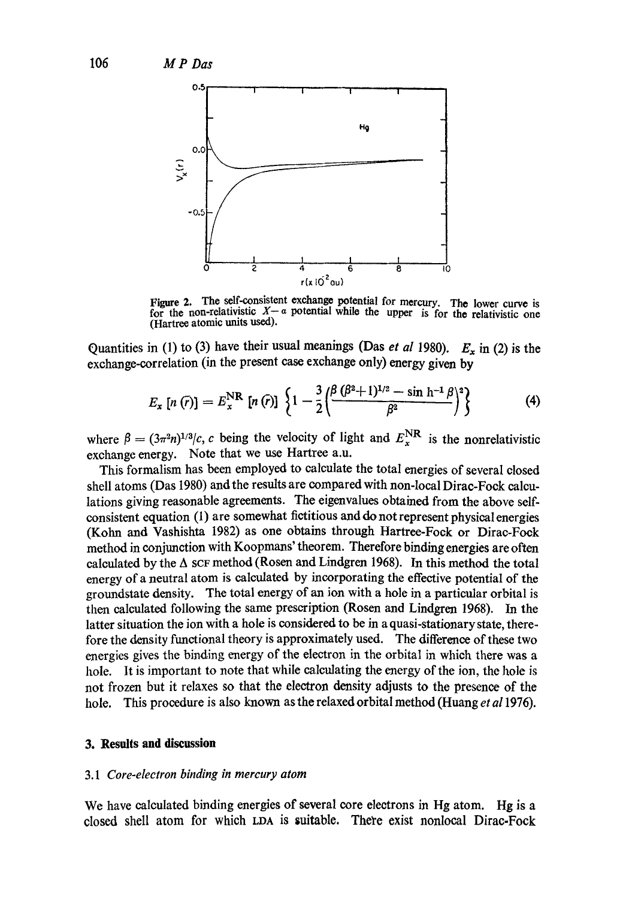**Figure 2.** The self-consistent exchange potential for mercury. The lower curve is for the non-relativistic $X-\alpha$ potential while the upper is for the relativistic one (Hartree atomic units used).

Quantities in (1) to (3) have their usual meanings (Das *et al* 1980). $E_x$ in (2) is the exchange-correlation (in the present case exchange only) energy given by

$$E_x [n(\vec{r})] = E_x^{\rm NR} [n(\vec{r})] \left\{ 1 - \frac{3}{2} \left( \frac{\beta (\beta^2+1)^{1/2} - \sinh^{-1} \beta}{\beta^2} \right)^2 \right\} \tag{4}$$

where $\beta = (3\pi^2 n)^{1/3}/c$, $c$ being the velocity of light and $E_x^{\rm NR}$ is the nonrelativistic exchange energy. Note that we use Hartree a.u.

This formalism has been employed to calculate the total energies of several closed shell atoms (Das 1980) and the results are compared with non-local Dirac-Fock calculations giving reasonable agreements. The eigenvalues obtained from the above self-consistent equation (1) are somewhat fictitious and do not represent physical energies (Kohn and Vashishta 1982) as one obtains through Hartree-Fock or Dirac-Fock method in conjunction with Koopmans' theorem. Therefore binding energies are often calculated by the $\Delta$ SCF method (Rosen and Lindgren 1968). In this method the total energy of a neutral atom is calculated by incorporating the effective potential of the groundstate density. The total energy of an ion with a hole in a particular orbital is then calculated following the same prescription (Rosen and Lindgren 1968). In the latter situation the ion with a hole is considered to be in a quasi-stationary state, therefore the density functional theory is approximately used. The difference of these two energies gives the binding energy of the electron in the orbital in which there was a hole. It is important to note that while calculating the energy of the ion, the hole is not frozen but it relaxes so that the electron density adjusts to the presence of the hole. This procedure is also known as the relaxed orbital method (Huang *et al* 1976).

## 3. Results and discussion

### 3.1 *Core-electron binding in mercury atom*

We have calculated binding energies of several core electrons in Hg atom. Hg is a closed shell atom for which LDA is suitable. There exist nonlocal Dirac-Fock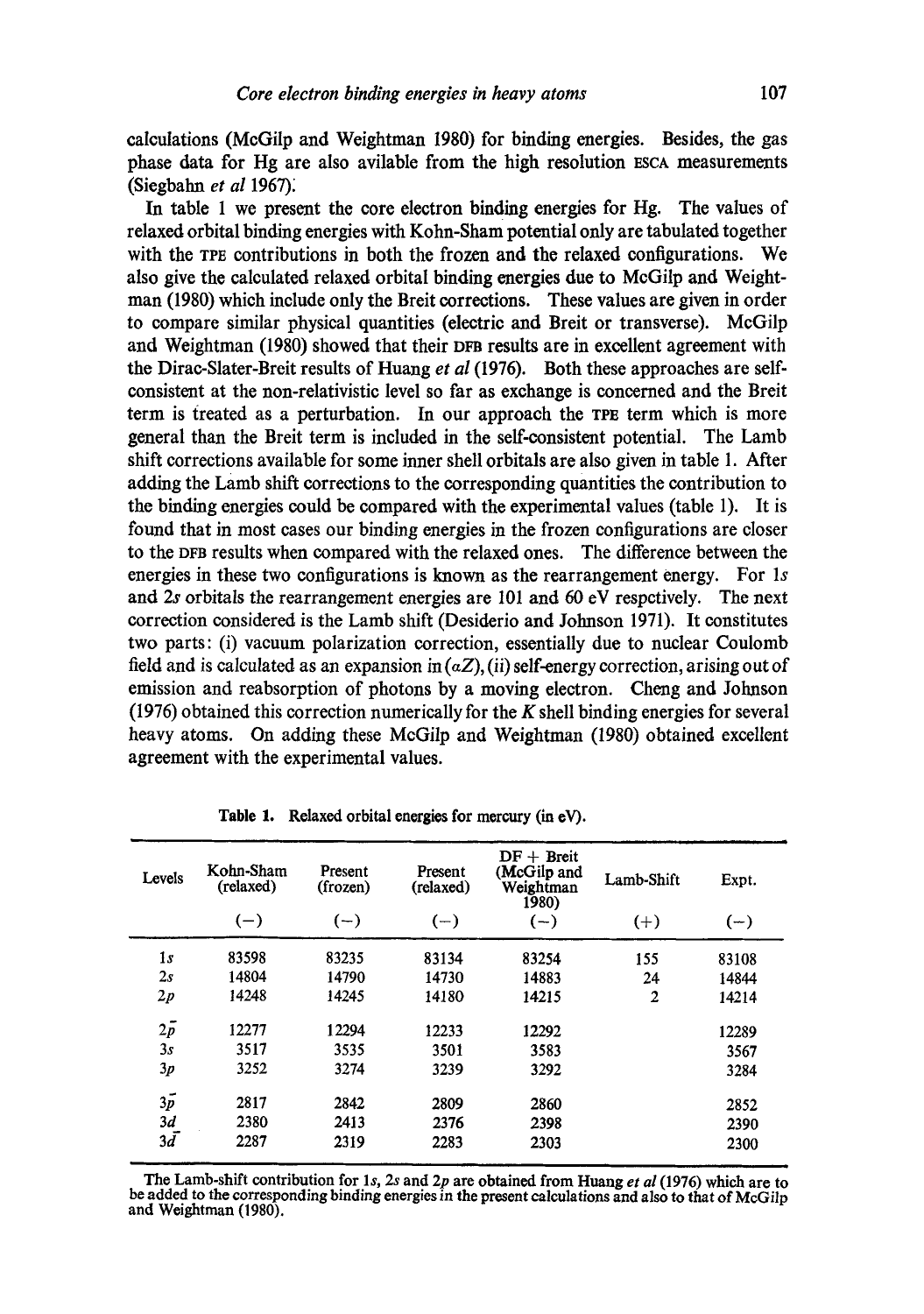calculations (McGilp and Weightman 1980) for binding energies. Besides, the gas phase data for Hg are also avilable from the high resolution ESCA measurements (Siegbahn *et al* 1967).

In table 1 we present the core electron binding energies for Hg. The values of relaxed orbital binding energies with Kohn-Sham potential only are tabulated together with the TPE contributions in both the frozen and the relaxed configurations. We also give the calculated relaxed orbital binding energies due to McGilp and Weightman (1980) which include only the Breit corrections. These values are given in order to compare similar physical quantities (electric and Breit or transverse). McGilp and Weightman (1980) showed that their DFB results are in excellent agreement with the Dirac-Slater-Breit results of Huang *et al* (1976). Both these approaches are self-consistent at the non-relativistic level so far as exchange is concerned and the Breit term is treated as a perturbation. In our approach the TPE term which is more general than the Breit term is included in the self-consistent potential. The Lamb shift corrections available for some inner shell orbitals are also given in table 1. After adding the Lamb shift corrections to the corresponding quantities the contribution to the binding energies could be compared with the experimental values (table 1). It is found that in most cases our binding energies in the frozen configurations are closer to the DFB results when compared with the relaxed ones. The difference between the energies in these two configurations is known as the rearrangement energy. For $1s$ and $2s$ orbitals the rearrangement energies are 101 and 60 eV respctively. The next correction considered is the Lamb shift (Desiderio and Johnson 1971). It constitutes two parts: (i) vacuum polarization correction, essentially due to nuclear Coulomb field and is calculated as an expansion in $(\alpha Z)$, (ii) self-energy correction, arising out of emission and reabsorption of photons by a moving electron. Cheng and Johnson (1976) obtained this correction numerically for the $K$ shell binding energies for several heavy atoms. On adding these McGilp and Weightman (1980) obtained excellent agreement with the experimental values.

**Table 1.** Relaxed orbital energies for mercury (in eV).

| Levels | Kohn-Sham (relaxed) | Present (frozen) | Present (relaxed) | DF + Breit (McGilp and Weightman 1980) | Lamb-Shift | Expt. |
|---|---|---|---|---|---|---|
| | (−) | (−) | (−) | (−) | (+) | (−) |
| $1s$ | 83598 | 83235 | 83134 | 83254 | 155 | 83108 |
| $2s$ | 14804 | 14790 | 14730 | 14883 | 24 | 14844 |
| $2p$ | 14248 | 14245 | 14180 | 14215 | 2 | 14214 |
| $2\bar{p}$ | 12277 | 12294 | 12233 | 12292 | | 12289 |
| $3s$ | 3517 | 3535 | 3501 | 3583 | | 3567 |
| $3p$ | 3252 | 3274 | 3239 | 3292 | | 3284 |
| $3\bar{p}$ | 2817 | 2842 | 2809 | 2860 | | 2852 |
| $3d$ | 2380 | 2413 | 2376 | 2398 | | 2390 |
| $3\bar{d}$ | 2287 | 2319 | 2283 | 2303 | | 2300 |

The Lamb-shift contribution for $1s$, $2s$ and $2p$ are obtained from Huang *et al* (1976) which are to be added to the corresponding binding energies in the present calculations and also to that of McGilp and Weightman (1980).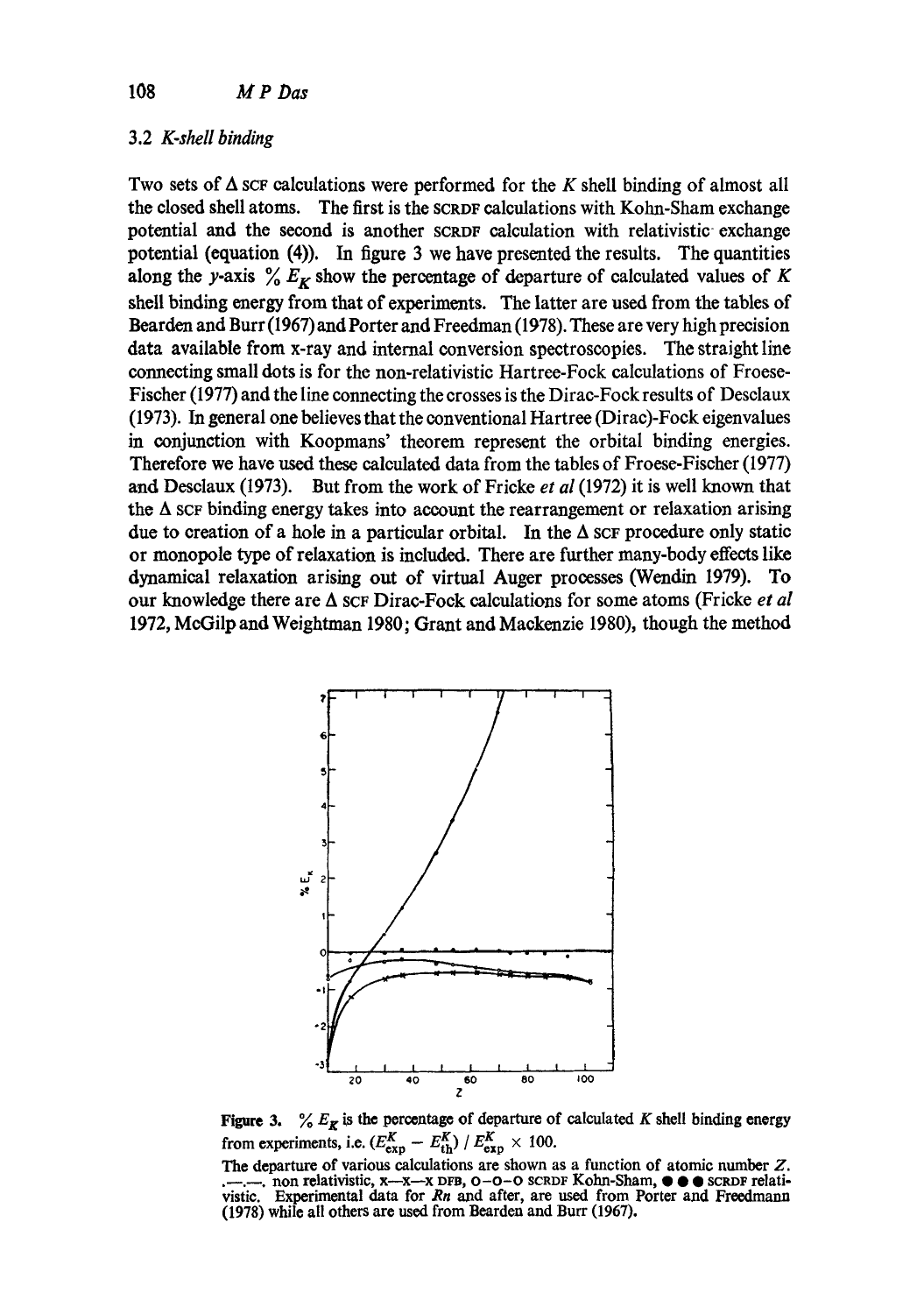### 3.2 *K-shell binding*

Two sets of Δ SCF calculations were performed for the *K* shell binding of almost all the closed shell atoms. The first is the SCRDF calculations with Kohn-Sham exchange potential and the second is another SCRDF calculation with relativistic exchange potential (equation (4)). In figure 3 we have presented the results. The quantities along the *y*-axis $\% E_K$ show the percentage of departure of calculated values of *K* shell binding energy from that of experiments. The latter are used from the tables of Bearden and Burr (1967) and Porter and Freedman (1978). These are very high precision data available from x-ray and internal conversion spectroscopies. The straight line connecting small dots is for the non-relativistic Hartree-Fock calculations of Froese-Fischer (1977) and the line connecting the crosses is the Dirac-Fock results of Desclaux (1973). In general one believes that the conventional Hartree (Dirac)-Fock eigenvalues in conjunction with Koopmans' theorem represent the orbital binding energies. Therefore we have used these calculated data from the tables of Froese-Fischer (1977) and Desclaux (1973). But from the work of Fricke *et al* (1972) it is well known that the Δ SCF binding energy takes into account the rearrangement or relaxation arising due to creation of a hole in a particular orbital. In the Δ SCF procedure only static or monopole type of relaxation is included. There are further many-body effects like dynamical relaxation arising out of virtual Auger processes (Wendin 1979). To our knowledge there are Δ SCF Dirac-Fock calculations for some atoms (Fricke *et al* 1972, McGilp and Weightman 1980; Grant and Mackenzie 1980), though the method

**Figure 3.** $\% E_K$ is the percentage of departure of calculated *K* shell binding energy from experiments, i.e. $(E^K_{\text{exp}} - E^K_{\text{th}}) / E^K_{\text{exp}} \times 100$.

The departure of various calculations are shown as a function of atomic number *Z*. .—.—. non relativistic, x—x—x DFB, o—o—o SCRDF Kohn-Sham, ● ● ● SCRDF relativistic. Experimental data for *Rn* and after, are used from Porter and Freedmann (1978) while all others are used from Bearden and Burr (1967).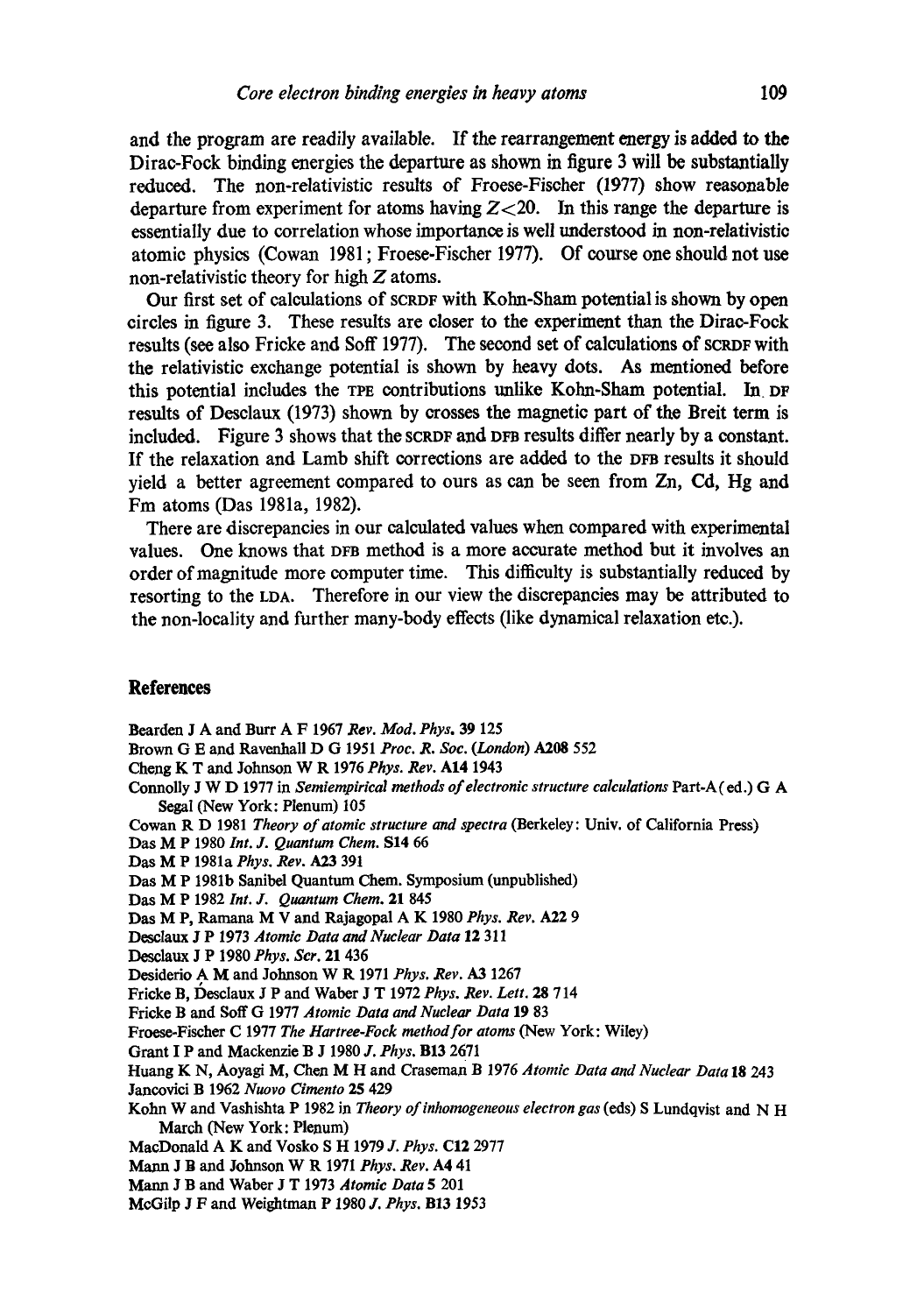and the program are readily available. If the rearrangement energy is added to the Dirac-Fock binding energies the departure as shown in figure 3 will be substantially reduced. The non-relativistic results of Froese-Fischer (1977) show reasonable departure from experiment for atoms having $Z<20$. In this range the departure is essentially due to correlation whose importance is well understood in non-relativistic atomic physics (Cowan 1981; Froese-Fischer 1977). Of course one should not use non-relativistic theory for high $Z$ atoms.

Our first set of calculations of SCRDF with Kohn-Sham potential is shown by open circles in figure 3. These results are closer to the experiment than the Dirac-Fock results (see also Fricke and Soff 1977). The second set of calculations of SCRDF with the relativistic exchange potential is shown by heavy dots. As mentioned before this potential includes the TPE contributions unlike Kohn-Sham potential. In DF results of Desclaux (1973) shown by crosses the magnetic part of the Breit term is included. Figure 3 shows that the SCRDF and DFB results differ nearly by a constant. If the relaxation and Lamb shift corrections are added to the DFB results it should yield a better agreement compared to ours as can be seen from Zn, Cd, Hg and Fm atoms (Das 1981a, 1982).

There are discrepancies in our calculated values when compared with experimental values. One knows that DFB method is a more accurate method but it involves an order of magnitude more computer time. This difficulty is substantially reduced by resorting to the LDA. Therefore in our view the discrepancies may be attributed to the non-locality and further many-body effects (like dynamical relaxation etc.).

## References

Bearden J A and Burr A F 1967 *Rev. Mod. Phys.* **39** 125

Brown G E and Ravenhall D G 1951 *Proc. R. Soc. (London)* **A208** 552

Cheng K T and Johnson W R 1976 *Phys. Rev.* **A14** 1943

Connolly J W D 1977 in *Semiempirical methods of electronic structure calculations* Part-A (ed.) G A Segal (New York: Plenum) 105

Cowan R D 1981 *Theory of atomic structure and spectra* (Berkeley: Univ. of California Press)

Das M P 1980 *Int. J. Quantum Chem.* **S14** 66

Das M P 1981a *Phys. Rev.* **A23** 391

Das M P 1981b Sanibel Quantum Chem. Symposium (unpublished)

Das M P 1982 *Int. J. Quantum Chem.* **21** 845

Das M P, Ramana M V and Rajagopal A K 1980 *Phys. Rev.* **A22** 9

Desclaux J P 1973 *Atomic Data and Nuclear Data* **12** 311

Desclaux J P 1980 *Phys. Scr.* **21** 436

Desiderio A M and Johnson W R 1971 *Phys. Rev.* **A3** 1267

Fricke B, Desclaux J P and Waber J T 1972 *Phys. Rev. Lett.* **28** 714

Fricke B and Soff G 1977 *Atomic Data and Nuclear Data* **19** 83

Froese-Fischer C 1977 *The Hartree-Fock method for atoms* (New York: Wiley)

Grant I P and Mackenzie B J 1980 *J. Phys.* **B13** 2671

Huang K N, Aoyagi M, Chen M H and Craseman B 1976 *Atomic Data and Nuclear Data* **18** 243

Jancovici B 1962 *Nuovo Cimento* **25** 429

Kohn W and Vashishta P 1982 in *Theory of inhomogeneous electron gas* (eds) S Lundqvist and N H March (New York: Plenum)

MacDonald A K and Vosko S H 1979 *J. Phys.* **C12** 2977

Mann J B and Johnson W R 1971 *Phys. Rev.* **A4** 41

Mann J B and Waber J T 1973 *Atomic Data* **5** 201

McGilp J F and Weightman P 1980 *J. Phys.* **B13** 1953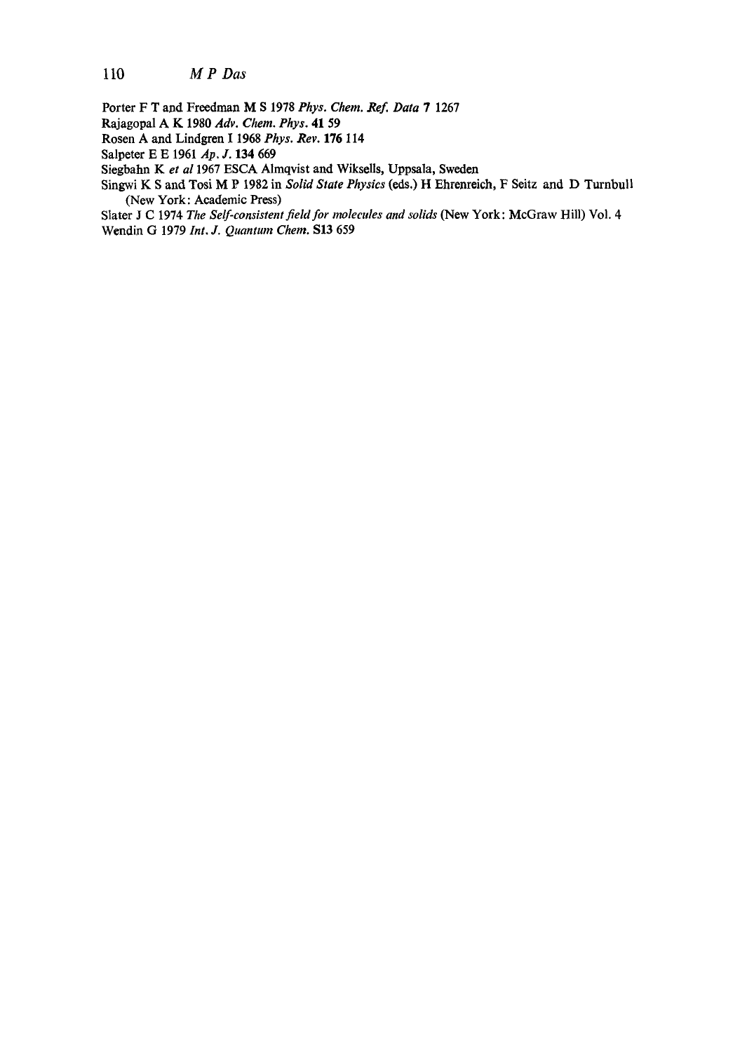Porter F T and Freedman M S 1978 *Phys. Chem. Ref. Data* **7** 1267

Rajagopal A K 1980 *Adv. Chem. Phys.* **41** 59

Rosen A and Lindgren I 1968 *Phys. Rev.* **176** 114

Salpeter E E 1961 *Ap. J.* **134** 669

Siegbahn K *et al* 1967 ESCA Almqvist and Wiksells, Uppsala, Sweden

Singwi K S and Tosi M P 1982 in *Solid State Physics* (eds.) H Ehrenreich, F Seitz and D Turnbull (New York: Academic Press)

Slater J C 1974 *The Self-consistent field for molecules and solids* (New York: McGraw Hill) Vol. 4

Wendin G 1979 *Int. J. Quantum Chem.* **S13** 659